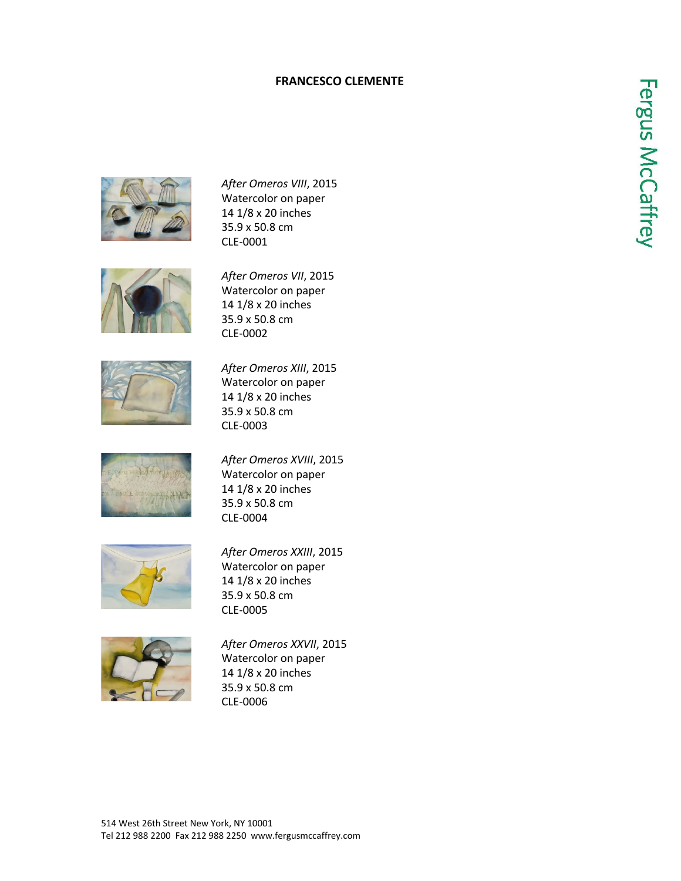# FRANCESCO CLEMENTE

*After Omeros VIII*, 2015
Watercolor on paper
14 1/8 x 20 inches
35.9 x 50.8 cm
CLE-0001

*After Omeros VII*, 2015
Watercolor on paper
14 1/8 x 20 inches
35.9 x 50.8 cm
CLE-0002

*After Omeros XIII*, 2015
Watercolor on paper
14 1/8 x 20 inches
35.9 x 50.8 cm
CLE-0003

*After Omeros XVIII*, 2015
Watercolor on paper
14 1/8 x 20 inches
35.9 x 50.8 cm
CLE-0004

*After Omeros XXIII*, 2015
Watercolor on paper
14 1/8 x 20 inches
35.9 x 50.8 cm
CLE-0005

*After Omeros XXVII*, 2015
Watercolor on paper
14 1/8 x 20 inches
35.9 x 50.8 cm
CLE-0006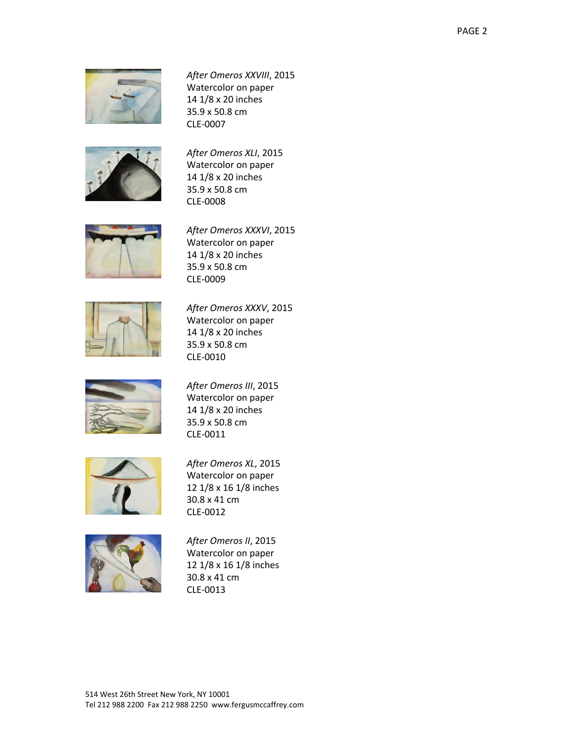*After Omeros XXVIII*, 2015
Watercolor on paper
14 1/8 x 20 inches
35.9 x 50.8 cm
CLE-0007

*After Omeros XLI*, 2015
Watercolor on paper
14 1/8 x 20 inches
35.9 x 50.8 cm
CLE-0008

*After Omeros XXXVI*, 2015
Watercolor on paper
14 1/8 x 20 inches
35.9 x 50.8 cm
CLE-0009

*After Omeros XXXV*, 2015
Watercolor on paper
14 1/8 x 20 inches
35.9 x 50.8 cm
CLE-0010

*After Omeros III*, 2015
Watercolor on paper
14 1/8 x 20 inches
35.9 x 50.8 cm
CLE-0011

*After Omeros XL*, 2015
Watercolor on paper
12 1/8 x 16 1/8 inches
30.8 x 41 cm
CLE-0012

*After Omeros II*, 2015
Watercolor on paper
12 1/8 x 16 1/8 inches
30.8 x 41 cm
CLE-0013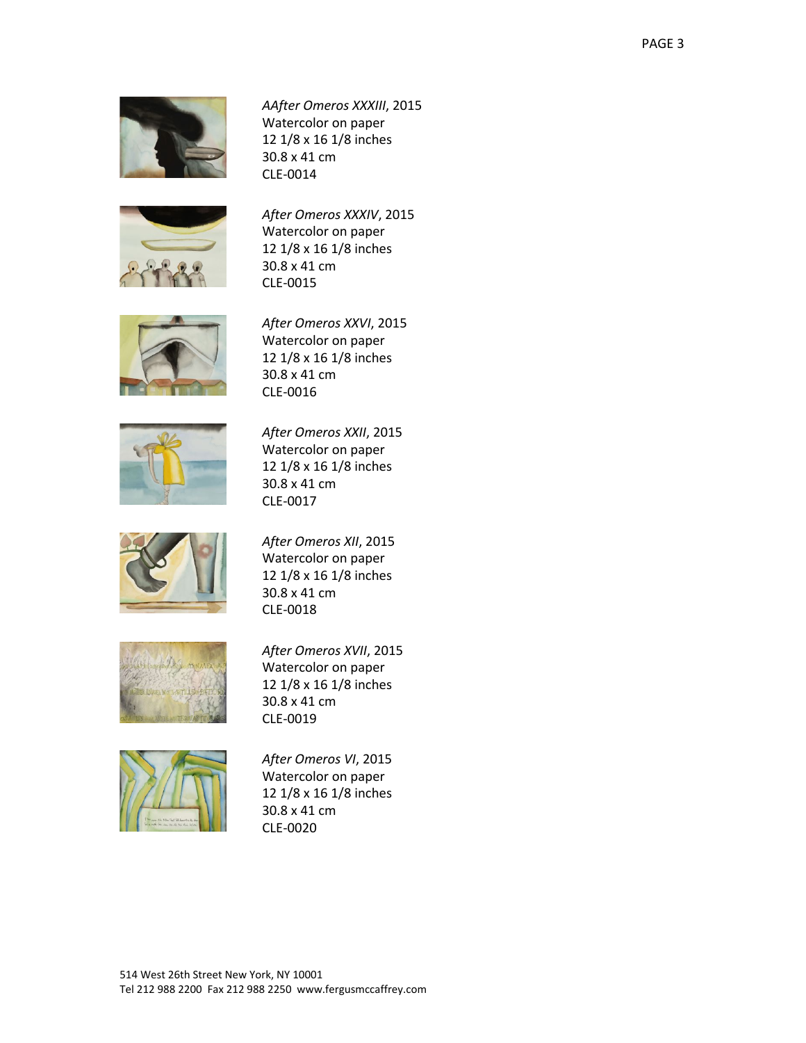*AAfter Omeros XXXIII*, 2015
Watercolor on paper
12 1/8 x 16 1/8 inches
30.8 x 41 cm
CLE-0014

*After Omeros XXXIV*, 2015
Watercolor on paper
12 1/8 x 16 1/8 inches
30.8 x 41 cm
CLE-0015

*After Omeros XXVI*, 2015
Watercolor on paper
12 1/8 x 16 1/8 inches
30.8 x 41 cm
CLE-0016

*After Omeros XXII*, 2015
Watercolor on paper
12 1/8 x 16 1/8 inches
30.8 x 41 cm
CLE-0017

*After Omeros XII*, 2015
Watercolor on paper
12 1/8 x 16 1/8 inches
30.8 x 41 cm
CLE-0018

*After Omeros XVII*, 2015
Watercolor on paper
12 1/8 x 16 1/8 inches
30.8 x 41 cm
CLE-0019

*After Omeros VI*, 2015
Watercolor on paper
12 1/8 x 16 1/8 inches
30.8 x 41 cm
CLE-0020

514 West 26th Street New York, NY 10001
Tel 212 988 2200 Fax 212 988 2250 www.fergusmccaffrey.com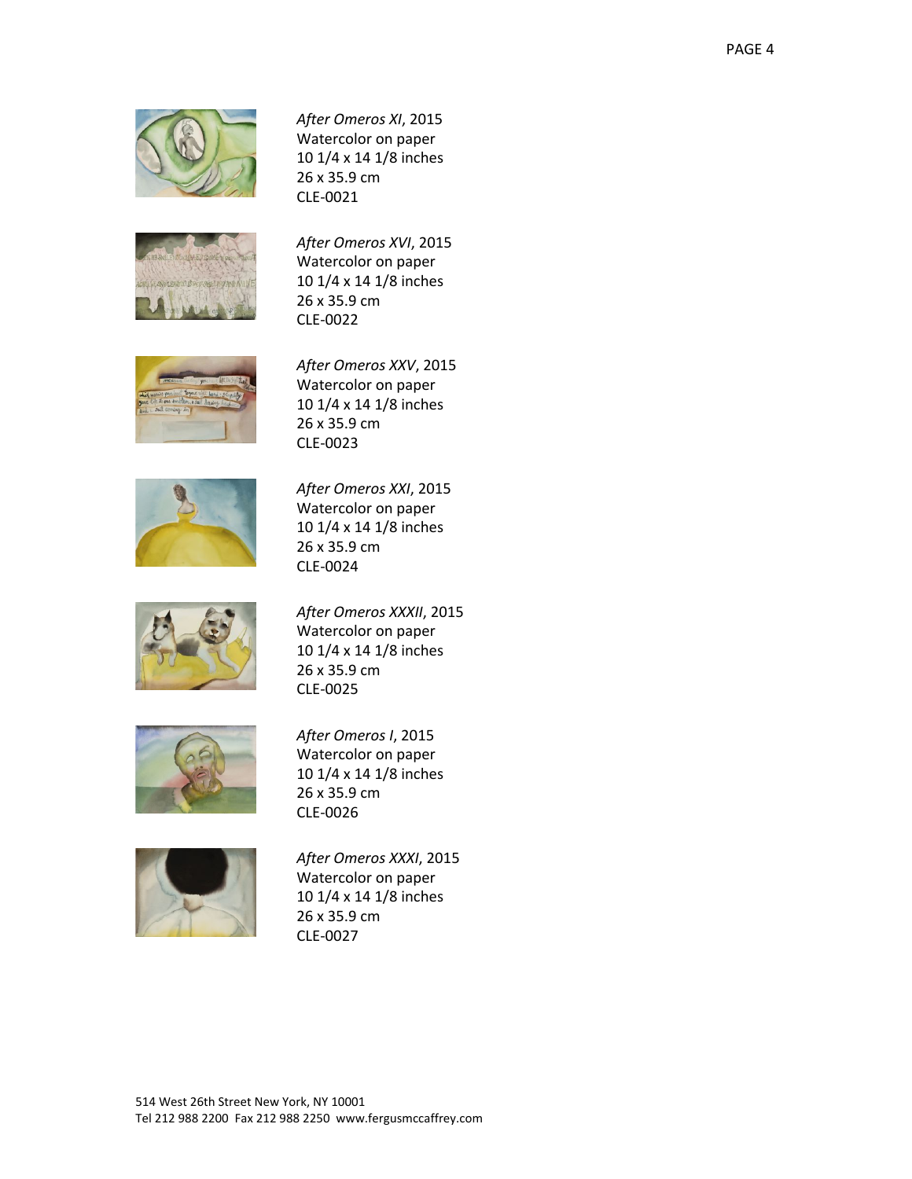*After Omeros XI*, 2015
Watercolor on paper
10 1/4 x 14 1/8 inches
26 x 35.9 cm
CLE-0021

*After Omeros XVI*, 2015
Watercolor on paper
10 1/4 x 14 1/8 inches
26 x 35.9 cm
CLE-0022

*After Omeros XXV*, 2015
Watercolor on paper
10 1/4 x 14 1/8 inches
26 x 35.9 cm
CLE-0023

*After Omeros XXI*, 2015
Watercolor on paper
10 1/4 x 14 1/8 inches
26 x 35.9 cm
CLE-0024

*After Omeros XXXII*, 2015
Watercolor on paper
10 1/4 x 14 1/8 inches
26 x 35.9 cm
CLE-0025

*After Omeros I*, 2015
Watercolor on paper
10 1/4 x 14 1/8 inches
26 x 35.9 cm
CLE-0026

*After Omeros XXXI*, 2015
Watercolor on paper
10 1/4 x 14 1/8 inches
26 x 35.9 cm
CLE-0027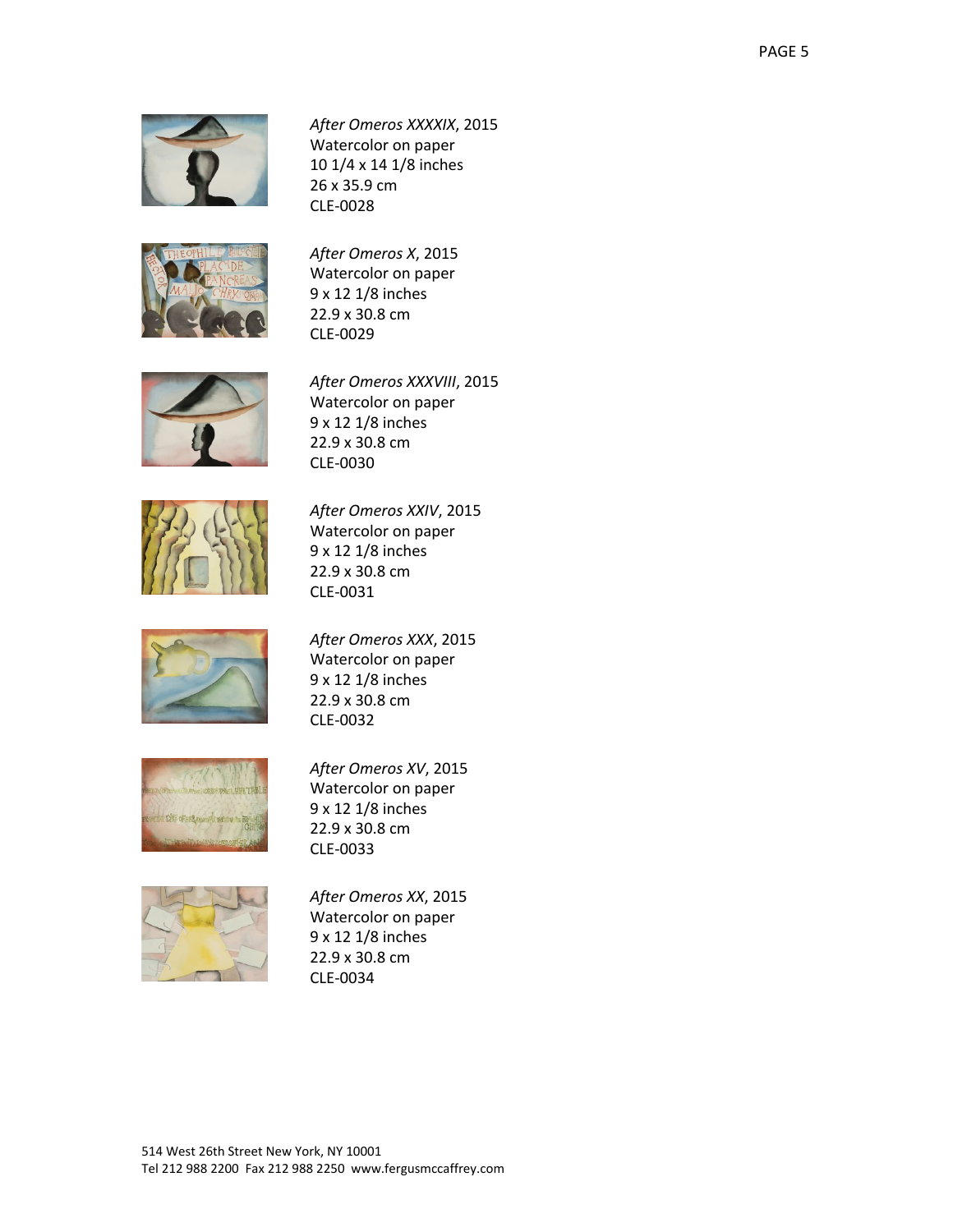*After Omeros XXXXIX*, 2015
Watercolor on paper
10 1/4 x 14 1/8 inches
26 x 35.9 cm
CLE-0028

*After Omeros X*, 2015
Watercolor on paper
9 x 12 1/8 inches
22.9 x 30.8 cm
CLE-0029

*After Omeros XXXVIII*, 2015
Watercolor on paper
9 x 12 1/8 inches
22.9 x 30.8 cm
CLE-0030

*After Omeros XXIV*, 2015
Watercolor on paper
9 x 12 1/8 inches
22.9 x 30.8 cm
CLE-0031

*After Omeros XXX*, 2015
Watercolor on paper
9 x 12 1/8 inches
22.9 x 30.8 cm
CLE-0032

*After Omeros XV*, 2015
Watercolor on paper
9 x 12 1/8 inches
22.9 x 30.8 cm
CLE-0033

*After Omeros XX*, 2015
Watercolor on paper
9 x 12 1/8 inches
22.9 x 30.8 cm
CLE-0034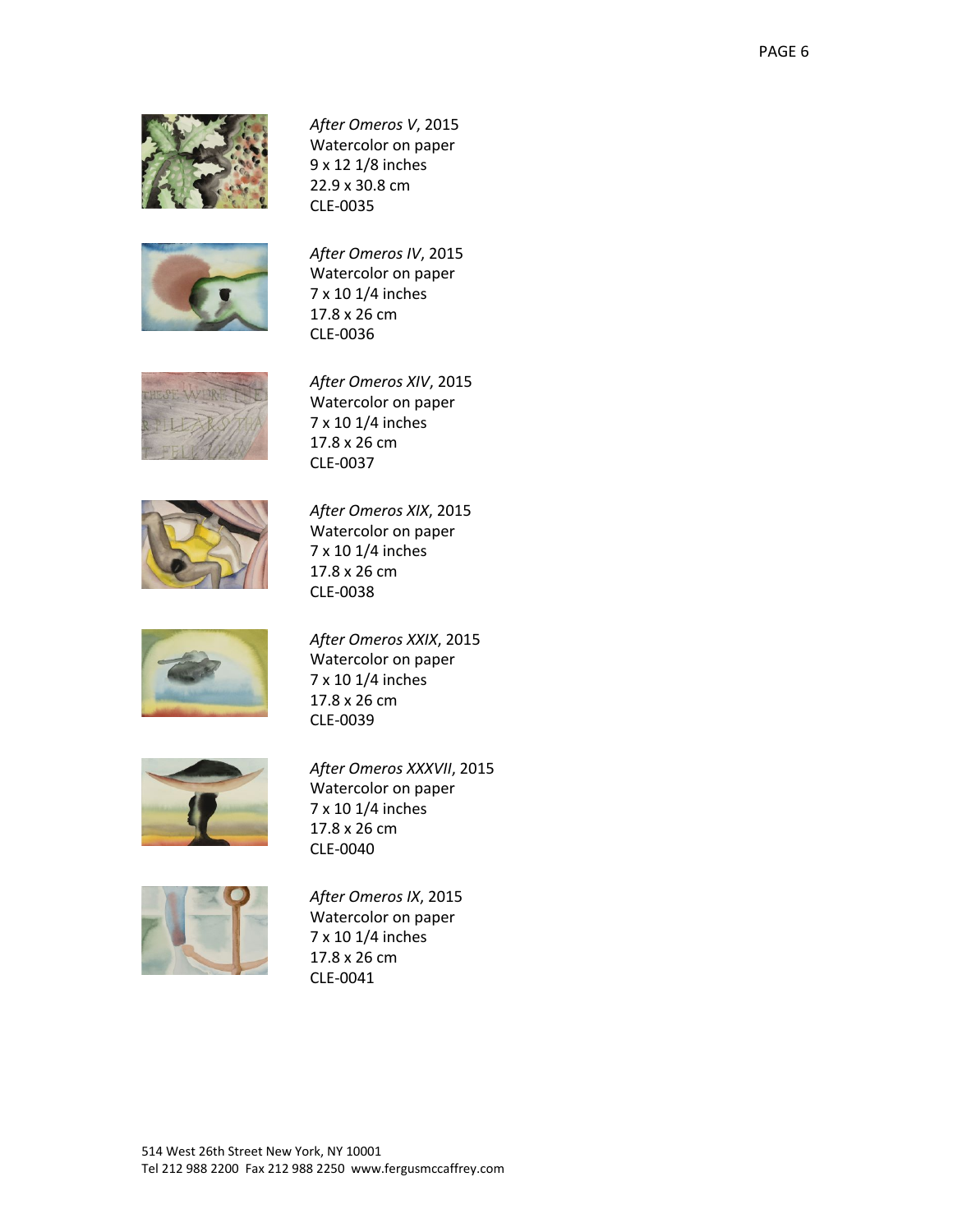*After Omeros V*, 2015
Watercolor on paper
9 x 12 1/8 inches
22.9 x 30.8 cm
CLE-0035

*After Omeros IV*, 2015
Watercolor on paper
7 x 10 1/4 inches
17.8 x 26 cm
CLE-0036

*After Omeros XIV*, 2015
Watercolor on paper
7 x 10 1/4 inches
17.8 x 26 cm
CLE-0037

*After Omeros XIX*, 2015
Watercolor on paper
7 x 10 1/4 inches
17.8 x 26 cm
CLE-0038

*After Omeros XXIX*, 2015
Watercolor on paper
7 x 10 1/4 inches
17.8 x 26 cm
CLE-0039

*After Omeros XXXVII*, 2015
Watercolor on paper
7 x 10 1/4 inches
17.8 x 26 cm
CLE-0040

*After Omeros IX*, 2015
Watercolor on paper
7 x 10 1/4 inches
17.8 x 26 cm
CLE-0041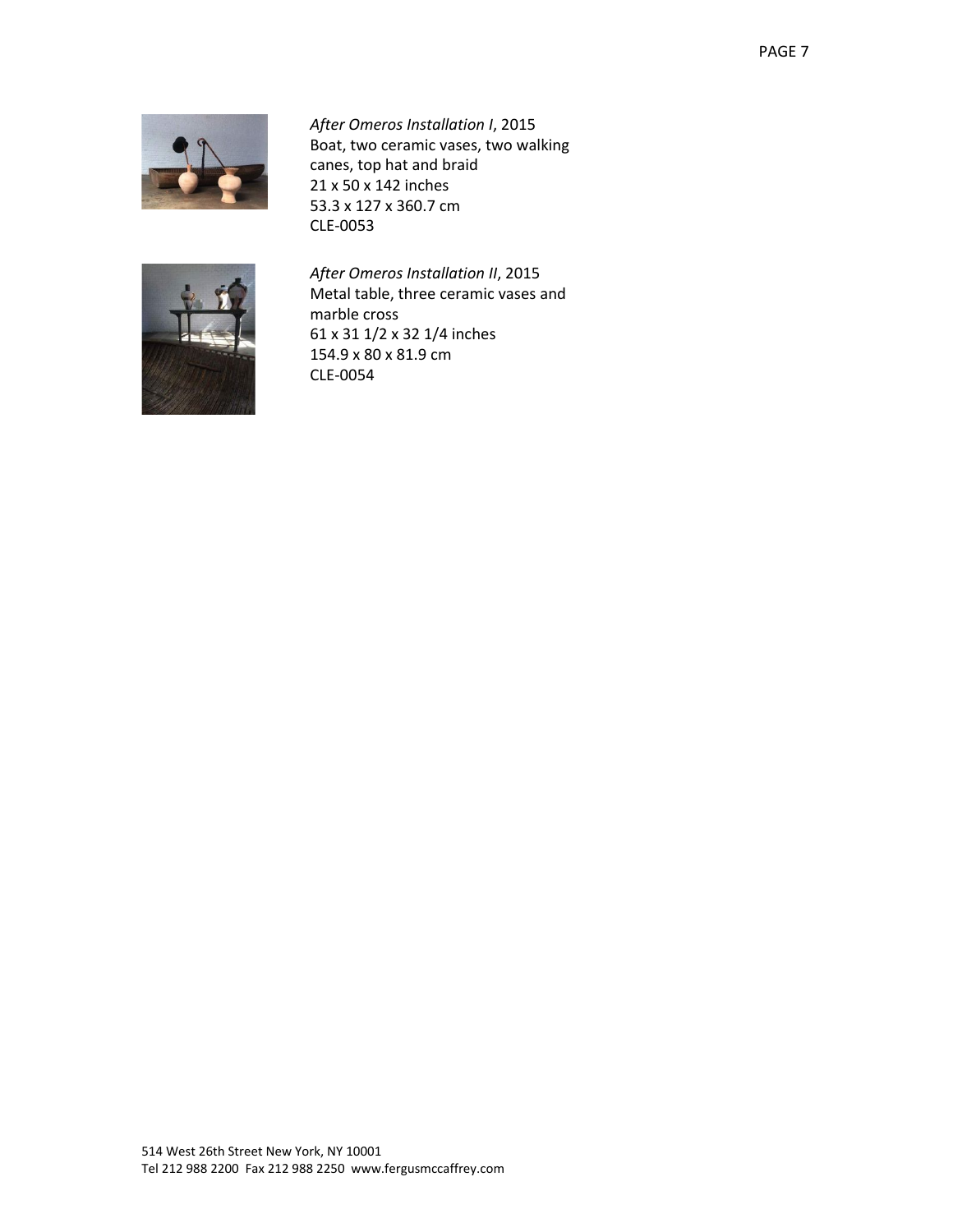*After Omeros Installation I*, 2015
Boat, two ceramic vases, two walking canes, top hat and braid
21 x 50 x 142 inches
53.3 x 127 x 360.7 cm
CLE-0053

*After Omeros Installation II*, 2015
Metal table, three ceramic vases and marble cross
61 x 31 1/2 x 32 1/4 inches
154.9 x 80 x 81.9 cm
CLE-0054